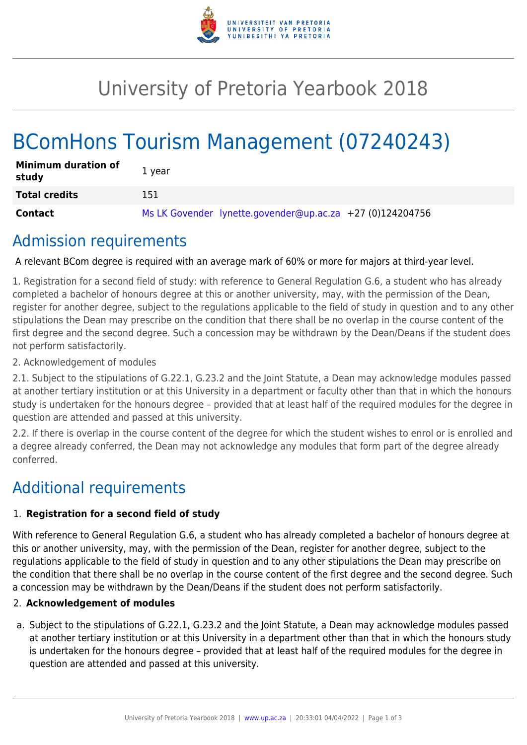# University of Pretoria Yearbook 2018

# BComHons Tourism Management (07240243)

| **Minimum duration of study** | 1 year |
| --- | --- |
| **Total credits** | 151 |
| **Contact** | Ms LK Govender lynette.govender@up.ac.za +27 (0)124204756 |

## Admission requirements

A relevant BCom degree is required with an average mark of 60% or more for majors at third-year level.

1. Registration for a second field of study: with reference to General Regulation G.6, a student who has already completed a bachelor of honours degree at this or another university, may, with the permission of the Dean, register for another degree, subject to the regulations applicable to the field of study in question and to any other stipulations the Dean may prescribe on the condition that there shall be no overlap in the course content of the first degree and the second degree. Such a concession may be withdrawn by the Dean/Deans if the student does not perform satisfactorily.

2. Acknowledgement of modules

2.1. Subject to the stipulations of G.22.1, G.23.2 and the Joint Statute, a Dean may acknowledge modules passed at another tertiary institution or at this University in a department or faculty other than that in which the honours study is undertaken for the honours degree – provided that at least half of the required modules for the degree in question are attended and passed at this university.

2.2. If there is overlap in the course content of the degree for which the student wishes to enrol or is enrolled and a degree already conferred, the Dean may not acknowledge any modules that form part of the degree already conferred.

## Additional requirements

1. **Registration for a second field of study**

With reference to General Regulation G.6, a student who has already completed a bachelor of honours degree at this or another university, may, with the permission of the Dean, register for another degree, subject to the regulations applicable to the field of study in question and to any other stipulations the Dean may prescribe on the condition that there shall be no overlap in the course content of the first degree and the second degree. Such a concession may be withdrawn by the Dean/Deans if the student does not perform satisfactorily.

2. **Acknowledgement of modules**

a. Subject to the stipulations of G.22.1, G.23.2 and the Joint Statute, a Dean may acknowledge modules passed at another tertiary institution or at this University in a department other than that in which the honours study is undertaken for the honours degree – provided that at least half of the required modules for the degree in question are attended and passed at this university.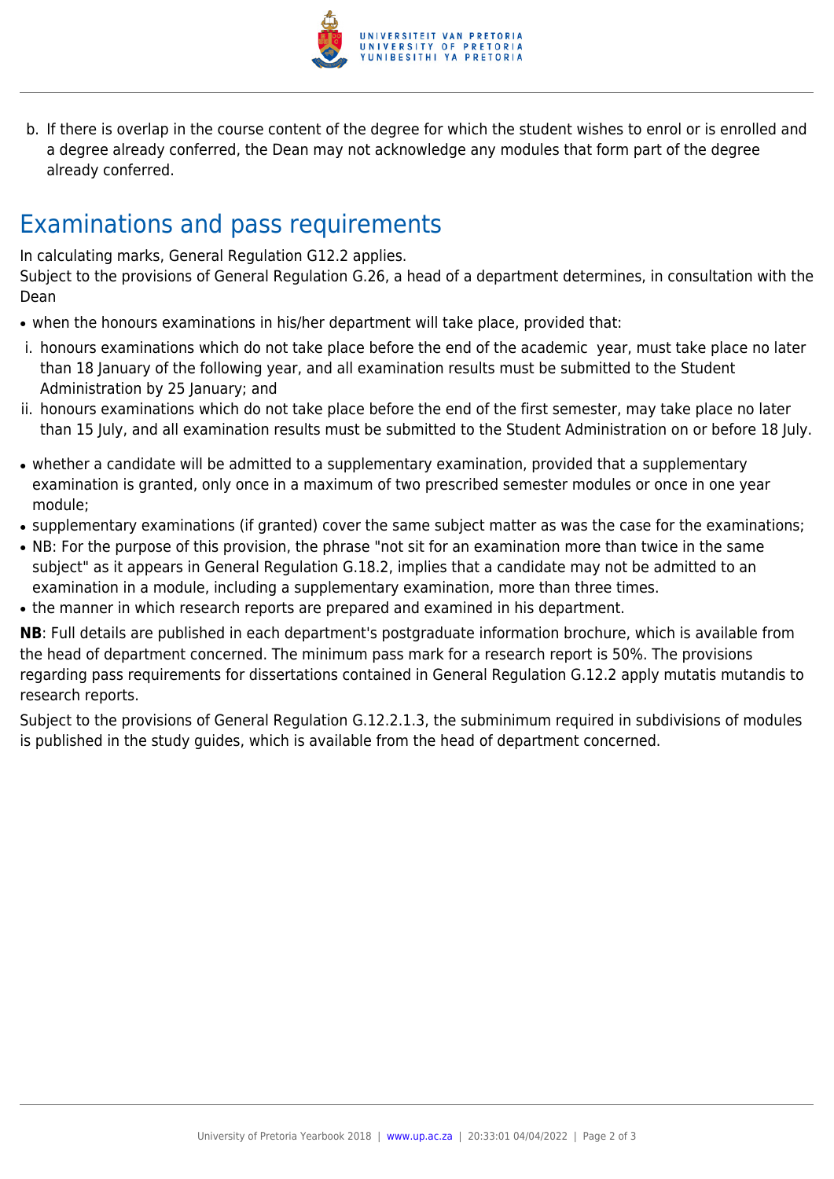b. If there is overlap in the course content of the degree for which the student wishes to enrol or is enrolled and a degree already conferred, the Dean may not acknowledge any modules that form part of the degree already conferred.

## Examinations and pass requirements

In calculating marks, General Regulation G12.2 applies.
Subject to the provisions of General Regulation G.26, a head of a department determines, in consultation with the Dean

- when the honours examinations in his/her department will take place, provided that:

i. honours examinations which do not take place before the end of the academic year, must take place no later than 18 January of the following year, and all examination results must be submitted to the Student Administration by 25 January; and
ii. honours examinations which do not take place before the end of the first semester, may take place no later than 15 July, and all examination results must be submitted to the Student Administration on or before 18 July.

- whether a candidate will be admitted to a supplementary examination, provided that a supplementary examination is granted, only once in a maximum of two prescribed semester modules or once in one year module;
- supplementary examinations (if granted) cover the same subject matter as was the case for the examinations;
- NB: For the purpose of this provision, the phrase "not sit for an examination more than twice in the same subject" as it appears in General Regulation G.18.2, implies that a candidate may not be admitted to an examination in a module, including a supplementary examination, more than three times.
- the manner in which research reports are prepared and examined in his department.

**NB**: Full details are published in each department's postgraduate information brochure, which is available from the head of department concerned. The minimum pass mark for a research report is 50%. The provisions regarding pass requirements for dissertations contained in General Regulation G.12.2 apply mutatis mutandis to research reports.

Subject to the provisions of General Regulation G.12.2.1.3, the subminimum required in subdivisions of modules is published in the study guides, which is available from the head of department concerned.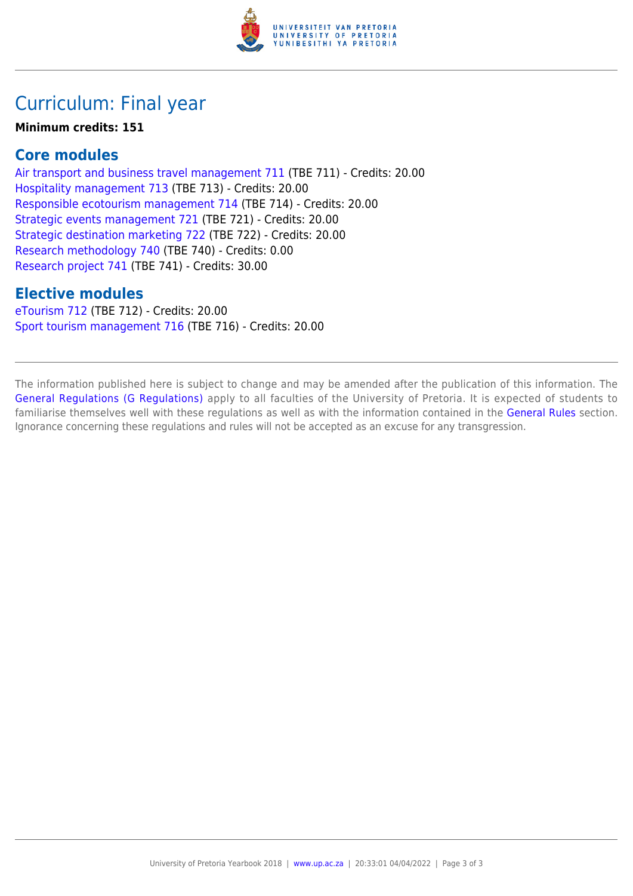# Curriculum: Final year

**Minimum credits: 151**

## Core modules

Air transport and business travel management 711 (TBE 711) - Credits: 20.00
Hospitality management 713 (TBE 713) - Credits: 20.00
Responsible ecotourism management 714 (TBE 714) - Credits: 20.00
Strategic events management 721 (TBE 721) - Credits: 20.00
Strategic destination marketing 722 (TBE 722) - Credits: 20.00
Research methodology 740 (TBE 740) - Credits: 0.00
Research project 741 (TBE 741) - Credits: 30.00

## Elective modules

eTourism 712 (TBE 712) - Credits: 20.00
Sport tourism management 716 (TBE 716) - Credits: 20.00

---

The information published here is subject to change and may be amended after the publication of this information. The General Regulations (G Regulations) apply to all faculties of the University of Pretoria. It is expected of students to familiarise themselves well with these regulations as well as with the information contained in the General Rules section. Ignorance concerning these regulations and rules will not be accepted as an excuse for any transgression.